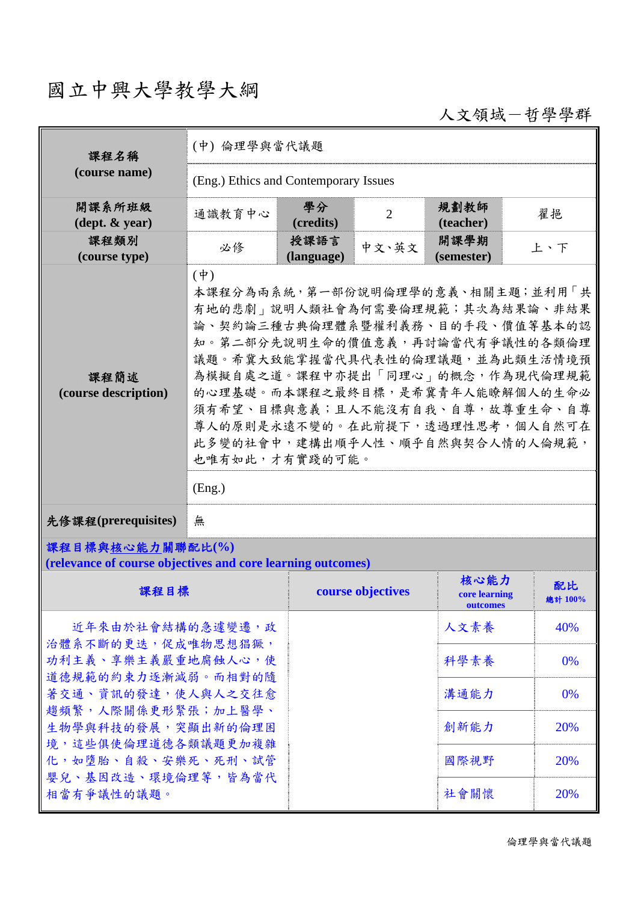# 國立中興大學教學大綱

人文領域－哲學學群

| 課程名稱 (course name) | (中) 倫理學與當代議題 | | | | |
|---|---|---|---|---|---|
| | (Eng.) Ethics and Contemporary Issues | | | | |
| 開課系所班級 (dept. & year) | 通識教育中心 | 學分 (credits) | 2 | 規劃教師 (teacher) | 翟挹 |
| 課程類別 (course type) | 必修 | 授課語言 (language) | 中文、英文 | 開課學期 (semester) | 上、下 |
| 課程簡述 (course description) | (中) 本課程分為兩系統，第一部份說明倫理學的意義、相關主題；並利用「共有地的悲劇」說明人類社會為何需要倫理規範；其次為結果論、非結果論、契約論三種古典倫理體系暨權利義務、目的手段、價值等基本的認知。第二部分先說明生命的價值意義，再討論當代有爭議性的各類倫理議題。希冀大致能掌握當代具代表性的倫理議題，並為此類生活情境預為模擬自處之道。課程中亦提出「同理心」的概念，作為現代倫理規範的心理基礎。而本課程之最終目標，是希冀青年人能瞭解個人的生命必須有希望、目標與意義；且人不能沒有自我、自尊，故尊重生命、自尊尊人的原則是永遠不變的。在此前提下，透過理性思考，個人自然可在此多變的社會中，建構出順乎人性、順乎自然與契合人情的人倫規範，也唯有如此，才有實踐的可能。 | | | | |
| | (Eng.) | | | | |
| 先修課程(prerequisites) | 無 | | | | |

**課程目標與核心能力關聯配比(%)**
**(relevance of course objectives and core learning outcomes)**

| 課程目標 | course objectives | 核心能力 core learning outcomes | 配比 總計 100% |
|---|---|---|---|
| 近年來由於社會結構的急遽變遷，政治體系不斷的更迭，促成唯物思想猖獗，功利主義、享樂主義嚴重地腐蝕人心，使道德規範的約束力逐漸減弱。而相對的隨著交通、資訊的發達，使人與人之交往愈趨頻繁，人際關係更形緊張；加上醫學、生物學與科技的發展，突顯出新的倫理困境，這些俱使倫理道德各類議題更加複雜化，如墮胎、自殺、安樂死、死刑、試管嬰兒、基因改造、環境倫理等，皆為當代相當有爭議性的議題。 | | 人文素養 | 40% |
| | | 科學素養 | 0% |
| | | 溝通能力 | 0% |
| | | 創新能力 | 20% |
| | | 國際視野 | 20% |
| | | 社會關懷 | 20% |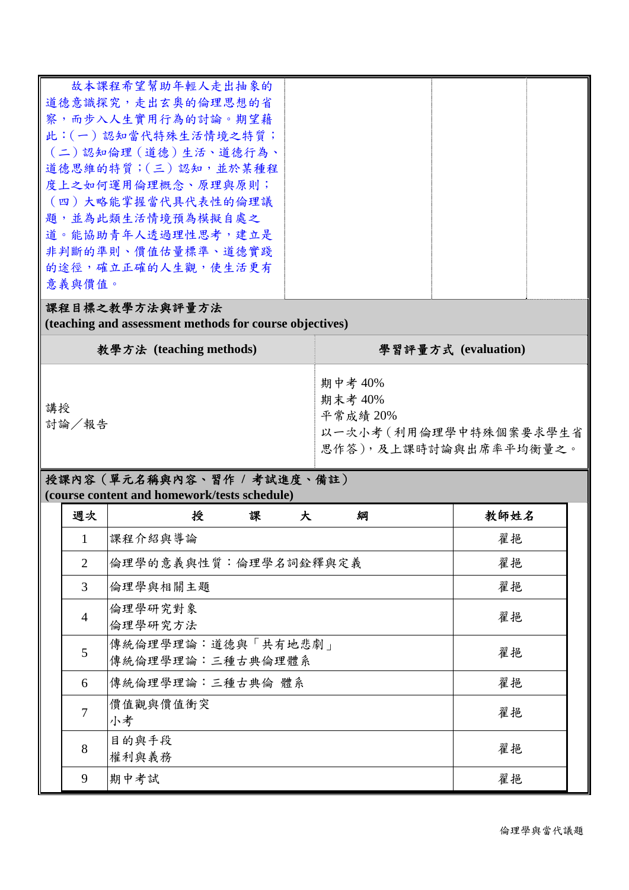故本課程希望幫助年輕人走出抽象的道德意識探究，走出玄奧的倫理思想的省察，而步入人生實用行為的討論。期望藉此：（一）認知當代特殊生活情境之特質；（二）認知倫理（道德）生活、道德行為、道德思維的特質；（三）認知，並於某種程度上之如何運用倫理概念、原理與原則；（四）大略能掌握當代具代表性的倫理議題，並為此類生活情境預為模擬自處之道。能協助青年人透過理性思考，建立是非判斷的準則、價值估量標準、道德實踐的途徑，確立正確的人生觀，使生活更有意義與價值。

## 課程目標之教學方法與評量方法 (teaching and assessment methods for course objectives)

| 教學方法 (teaching methods) | 學習評量方式 (evaluation) |
|---|---|
| 講授<br>討論／報告 | 期中考 40%<br>期末考 40%<br>平常成績 20%<br>以一次小考（利用倫理學中特殊個案要求學生省思作答），及上課時討論與出席率平均衡量之。 |

## 授課內容（單元名稱與內容、習作 / 考試進度、備註） (course content and homework/tests schedule)

| 週次 | 授　課　大　綱 | 教師姓名 |
|---|---|---|
| 1 | 課程介紹與導論 | 翟挹 |
| 2 | 倫理學的意義與性質：倫理學名詞銓釋與定義 | 翟挹 |
| 3 | 倫理學與相關主題 | 翟挹 |
| 4 | 倫理學研究對象<br>倫理學研究方法 | 翟挹 |
| 5 | 傳統倫理學理論：道德與「共有地悲劇」<br>傳統倫理學理論：三種古典倫理體系 | 翟挹 |
| 6 | 傳統倫理學理論：三種古典倫 體系 | 翟挹 |
| 7 | 價值觀與價值衝突<br>小考 | 翟挹 |
| 8 | 目的與手段<br>權利與義務 | 翟挹 |
| 9 | 期中考試 | 翟挹 |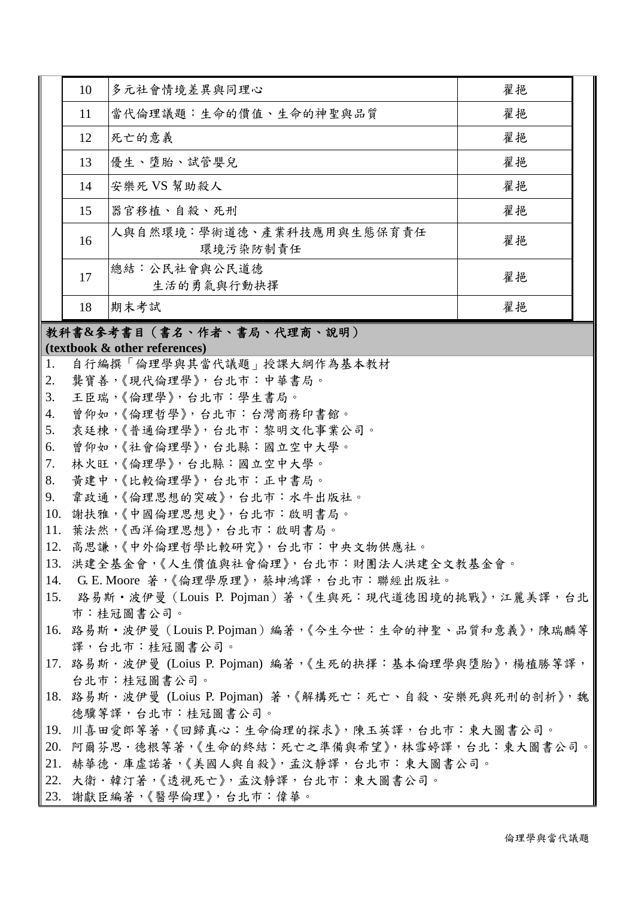| | | |
|---|---|---|
| 10 | 多元社會情境差異與同理心 | 翟挹 |
| 11 | 當代倫理議題：生命的價值、生命的神聖與品質 | 翟挹 |
| 12 | 死亡的意義 | 翟挹 |
| 13 | 優生、墮胎、試管嬰兒 | 翟挹 |
| 14 | 安樂死 VS 幫助殺人 | 翟挹 |
| 15 | 器官移植、自殺、死刑 | 翟挹 |
| 16 | 人與自然環境：學術道德、產業科技應用與生態保育責任<br>環境污染防制責任 | 翟挹 |
| 17 | 總結：公民社會與公民道德<br>生活的勇氣與行動抉擇 | 翟挹 |
| 18 | 期末考試 | 翟挹 |

**教科書&參考書目（書名、作者、書局、代理商、說明）**
**(textbook & other references)**

1. 自行編撰「倫理學與其當代議題」授課大綱作為基本教材
2. 龔寶善，《現代倫理學》，台北市：中華書局。
3. 王臣瑞，《倫理學》，台北市：學生書局。
4. 曾仰如，《倫理哲學》，台北市：台灣商務印書館。
5. 袁廷棟，《普通倫理學》，台北市：黎明文化事業公司。
6. 曾仰如，《社會倫理學》，台北縣：國立空中大學。
7. 林火旺，《倫理學》，台北縣：國立空中大學。
8. 黃建中，《比較倫理學》，台北市：正中書局。
9. 韋政通，《倫理思想的突破》，台北市：水牛出版社。
10. 謝扶雅，《中國倫理思想史》，台北市：啟明書局。
11. 葉法然，《西洋倫理思想》，台北市：啟明書局。
12. 高思謙，《中外倫理哲學比較研究》，台北市：中央文物供應社。
13. 洪建全基金會，《人生價值與社會倫理》，台北市：財團法人洪建全文教基金會。
14. G. E. Moore 著，《倫理學原理》，蔡坤鴻譯，台北市：聯經出版社。
15. 路易斯・波伊曼（Louis P. Pojman）著，《生與死：現代道德困境的挑戰》，江麗美譯，台北市：桂冠圖書公司。
16. 路易斯・波伊曼（Louis P. Pojman）編著，《今生今世：生命的神聖、品質和意義》，陳瑞麟等譯，台北市：桂冠圖書公司。
17. 路易斯．波伊曼 (Loius P. Pojman) 編著，《生死的抉擇：基本倫理學與墮胎》，楊植勝等譯，台北市：桂冠圖書公司。
18. 路易斯．波伊曼 (Loius P. Pojman) 著，《解構死亡：死亡、自殺、安樂死與死刑的剖析》，魏德驥等譯，台北市：桂冠圖書公司。
19. 川喜田愛郎等著，《回歸真心：生命倫理的探求》，陳玉英譯，台北市：東大圖書公司。
20. 阿爾芬思．德根等著，《生命的終結：死亡之準備與希望》，林雪婷譯，台北：東大圖書公司。
21. 赫華德．庫盧諾著，《美國人與自殺》，孟汶靜譯，台北市：東大圖書公司。
22. 大衛．韓汀著，《透視死亡》，孟汶靜譯，台北市：東大圖書公司。
23. 謝獻臣編著，《醫學倫理》，台北市：偉華。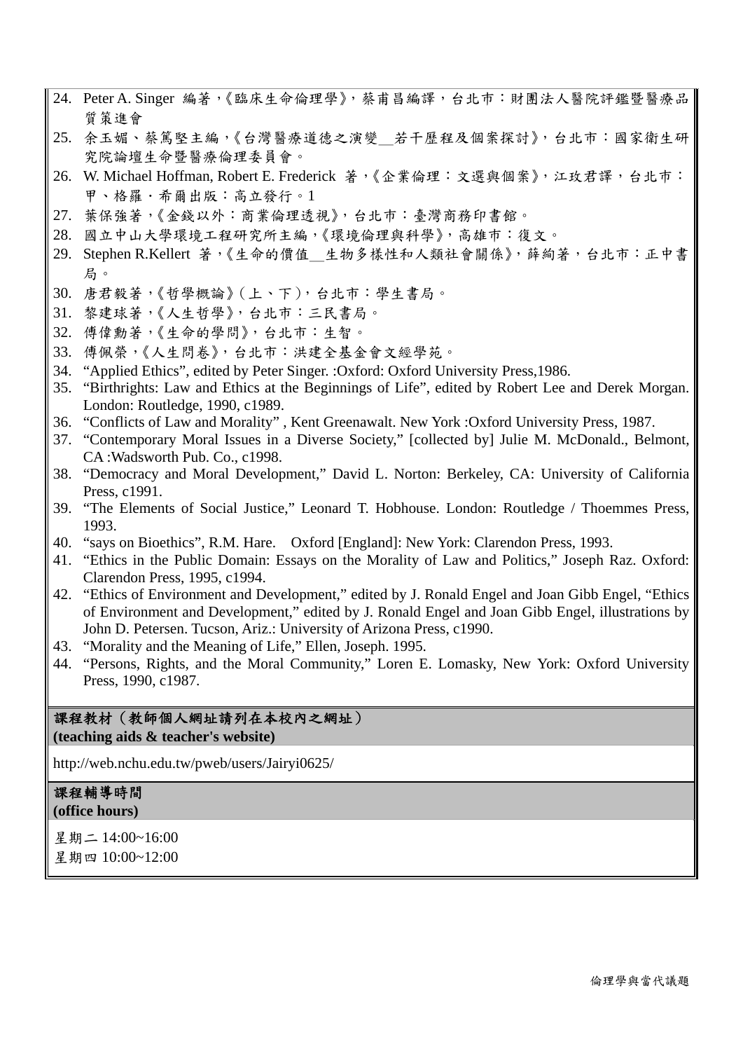24. Peter A. Singer 編著，《臨床生命倫理學》，蔡甫昌編譯，台北市：財團法人醫院評鑑暨醫療品質策進會
25. 余玉媚、蔡篤堅主編，《台灣醫療道德之演變__若干歷程及個案探討》，台北市：國家衛生研究院論壇生命暨醫療倫理委員會。
26. W. Michael Hoffman, Robert E. Frederick 著，《企業倫理：文選與個案》，江玫君譯，台北市：甲、格羅．希爾出版：高立發行。1
27. 葉保強著，《金錢以外：商業倫理透視》，台北市：臺灣商務印書館。
28. 國立中山大學環境工程研究所主編，《環境倫理與科學》，高雄市：復文。
29. Stephen R.Kellert 著，《生命的價值__生物多樣性和人類社會關係》，薛絢著，台北市：正中書局。
30. 唐君毅著，《哲學概論》(上、下)，台北市：學生書局。
31. 黎建球著，《人生哲學》，台北市：三民書局。
32. 傅偉勳著，《生命的學問》，台北市：生智。
33. 傅佩榮，《人生問卷》，台北市：洪建全基金會文經學苑。
34. "Applied Ethics", edited by Peter Singer. :Oxford: Oxford University Press,1986.
35. "Birthrights: Law and Ethics at the Beginnings of Life", edited by Robert Lee and Derek Morgan. London: Routledge, 1990, c1989.
36. "Conflicts of Law and Morality" , Kent Greenawalt. New York :Oxford University Press, 1987.
37. "Contemporary Moral Issues in a Diverse Society," [collected by] Julie M. McDonald., Belmont, CA :Wadsworth Pub. Co., c1998.
38. "Democracy and Moral Development," David L. Norton: Berkeley, CA: University of California Press, c1991.
39. "The Elements of Social Justice," Leonard T. Hobhouse. London: Routledge / Thoemmes Press, 1993.
40. "says on Bioethics", R.M. Hare. Oxford [England]: New York: Clarendon Press, 1993.
41. "Ethics in the Public Domain: Essays on the Morality of Law and Politics," Joseph Raz. Oxford: Clarendon Press, 1995, c1994.
42. "Ethics of Environment and Development," edited by J. Ronald Engel and Joan Gibb Engel, "Ethics of Environment and Development," edited by J. Ronald Engel and Joan Gibb Engel, illustrations by John D. Petersen. Tucson, Ariz.: University of Arizona Press, c1990.
43. "Morality and the Meaning of Life," Ellen, Joseph. 1995.
44. "Persons, Rights, and the Moral Community," Loren E. Lomasky, New York: Oxford University Press, 1990, c1987.

**課程教材（教師個人網址請列在本校內之網址）**
**(teaching aids & teacher's website)**

http://web.nchu.edu.tw/pweb/users/Jairyi0625/

**課程輔導時間**
**(office hours)**

星期二 14:00~16:00
星期四 10:00~12:00